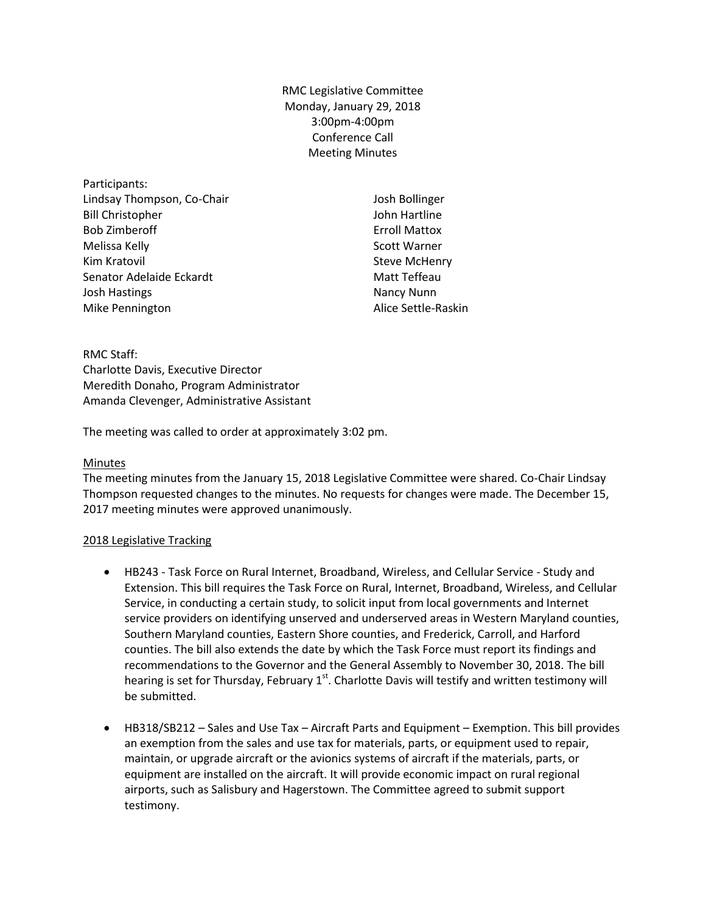RMC Legislative Committee
Monday, January 29, 2018
3:00pm-4:00pm
Conference Call
Meeting Minutes

Participants:
Lindsay Thompson, Co-Chair
Bill Christopher
Bob Zimberoff
Melissa Kelly
Kim Kratovil
Senator Adelaide Eckardt
Josh Hastings
Mike Pennington
Josh Bollinger
John Hartline
Erroll Mattox
Scott Warner
Steve McHenry
Matt Teffeau
Nancy Nunn
Alice Settle-Raskin

RMC Staff:
Charlotte Davis, Executive Director
Meredith Donaho, Program Administrator
Amanda Clevenger, Administrative Assistant

The meeting was called to order at approximately 3:02 pm.

Minutes

The meeting minutes from the January 15, 2018 Legislative Committee were shared. Co-Chair Lindsay Thompson requested changes to the minutes. No requests for changes were made. The December 15, 2017 meeting minutes were approved unanimously.

2018 Legislative Tracking

- HB243 - Task Force on Rural Internet, Broadband, Wireless, and Cellular Service - Study and Extension. This bill requires the Task Force on Rural, Internet, Broadband, Wireless, and Cellular Service, in conducting a certain study, to solicit input from local governments and Internet service providers on identifying unserved and underserved areas in Western Maryland counties, Southern Maryland counties, Eastern Shore counties, and Frederick, Carroll, and Harford counties. The bill also extends the date by which the Task Force must report its findings and recommendations to the Governor and the General Assembly to November 30, 2018. The bill hearing is set for Thursday, February 1st. Charlotte Davis will testify and written testimony will be submitted.

- HB318/SB212 – Sales and Use Tax – Aircraft Parts and Equipment – Exemption. This bill provides an exemption from the sales and use tax for materials, parts, or equipment used to repair, maintain, or upgrade aircraft or the avionics systems of aircraft if the materials, parts, or equipment are installed on the aircraft. It will provide economic impact on rural regional airports, such as Salisbury and Hagerstown. The Committee agreed to submit support testimony.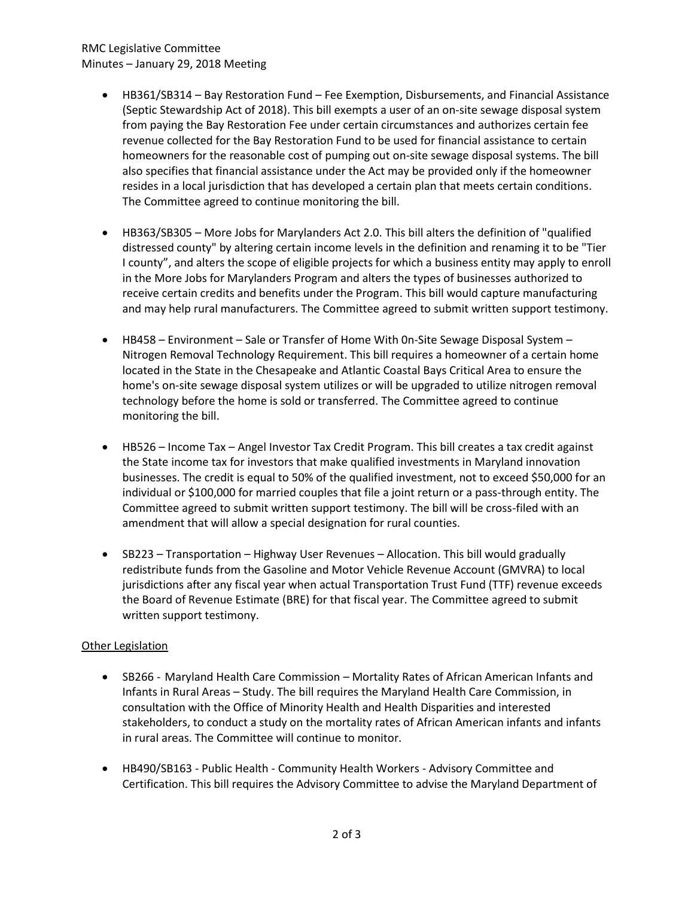- HB361/SB314 – Bay Restoration Fund – Fee Exemption, Disbursements, and Financial Assistance (Septic Stewardship Act of 2018). This bill exempts a user of an on-site sewage disposal system from paying the Bay Restoration Fee under certain circumstances and authorizes certain fee revenue collected for the Bay Restoration Fund to be used for financial assistance to certain homeowners for the reasonable cost of pumping out on-site sewage disposal systems. The bill also specifies that financial assistance under the Act may be provided only if the homeowner resides in a local jurisdiction that has developed a certain plan that meets certain conditions. The Committee agreed to continue monitoring the bill.

- HB363/SB305 – More Jobs for Marylanders Act 2.0. This bill alters the definition of "qualified distressed county" by altering certain income levels in the definition and renaming it to be "Tier I county", and alters the scope of eligible projects for which a business entity may apply to enroll in the More Jobs for Marylanders Program and alters the types of businesses authorized to receive certain credits and benefits under the Program. This bill would capture manufacturing and may help rural manufacturers. The Committee agreed to submit written support testimony.

- HB458 – Environment – Sale or Transfer of Home With 0n-Site Sewage Disposal System – Nitrogen Removal Technology Requirement. This bill requires a homeowner of a certain home located in the State in the Chesapeake and Atlantic Coastal Bays Critical Area to ensure the home's on-site sewage disposal system utilizes or will be upgraded to utilize nitrogen removal technology before the home is sold or transferred. The Committee agreed to continue monitoring the bill.

- HB526 – Income Tax – Angel Investor Tax Credit Program. This bill creates a tax credit against the State income tax for investors that make qualified investments in Maryland innovation businesses. The credit is equal to 50% of the qualified investment, not to exceed $50,000 for an individual or $100,000 for married couples that file a joint return or a pass-through entity. The Committee agreed to submit written support testimony. The bill will be cross-filed with an amendment that will allow a special designation for rural counties.

- SB223 – Transportation – Highway User Revenues – Allocation. This bill would gradually redistribute funds from the Gasoline and Motor Vehicle Revenue Account (GMVRA) to local jurisdictions after any fiscal year when actual Transportation Trust Fund (TTF) revenue exceeds the Board of Revenue Estimate (BRE) for that fiscal year. The Committee agreed to submit written support testimony.

<u>Other Legislation</u>

- SB266 - Maryland Health Care Commission – Mortality Rates of African American Infants and Infants in Rural Areas – Study. The bill requires the Maryland Health Care Commission, in consultation with the Office of Minority Health and Health Disparities and interested stakeholders, to conduct a study on the mortality rates of African American infants and infants in rural areas. The Committee will continue to monitor.

- HB490/SB163 - Public Health - Community Health Workers - Advisory Committee and Certification. This bill requires the Advisory Committee to advise the Maryland Department of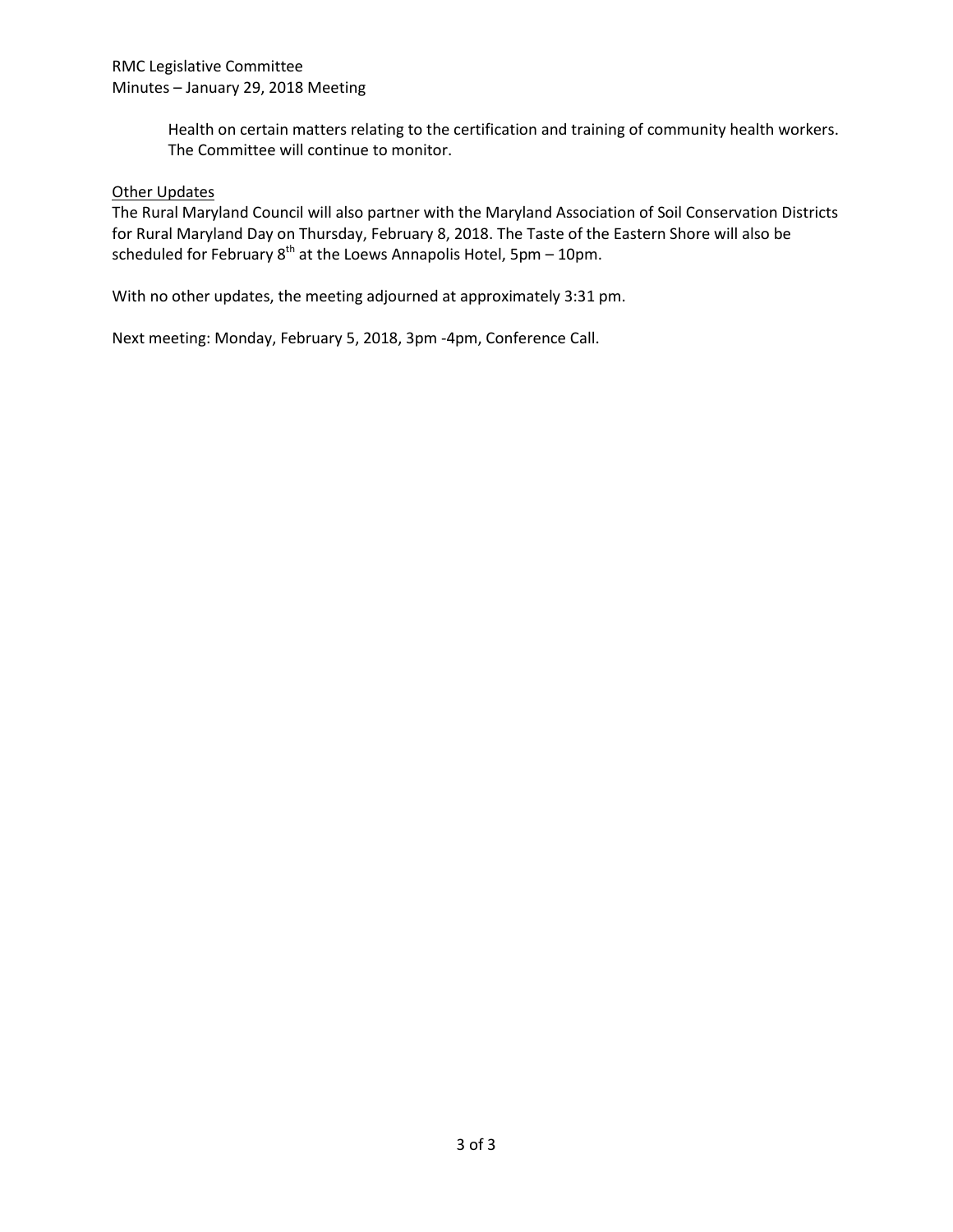Health on certain matters relating to the certification and training of community health workers. The Committee will continue to monitor.

Other Updates

The Rural Maryland Council will also partner with the Maryland Association of Soil Conservation Districts for Rural Maryland Day on Thursday, February 8, 2018. The Taste of the Eastern Shore will also be scheduled for February 8th at the Loews Annapolis Hotel, 5pm – 10pm.

With no other updates, the meeting adjourned at approximately 3:31 pm.

Next meeting: Monday, February 5, 2018, 3pm -4pm, Conference Call.